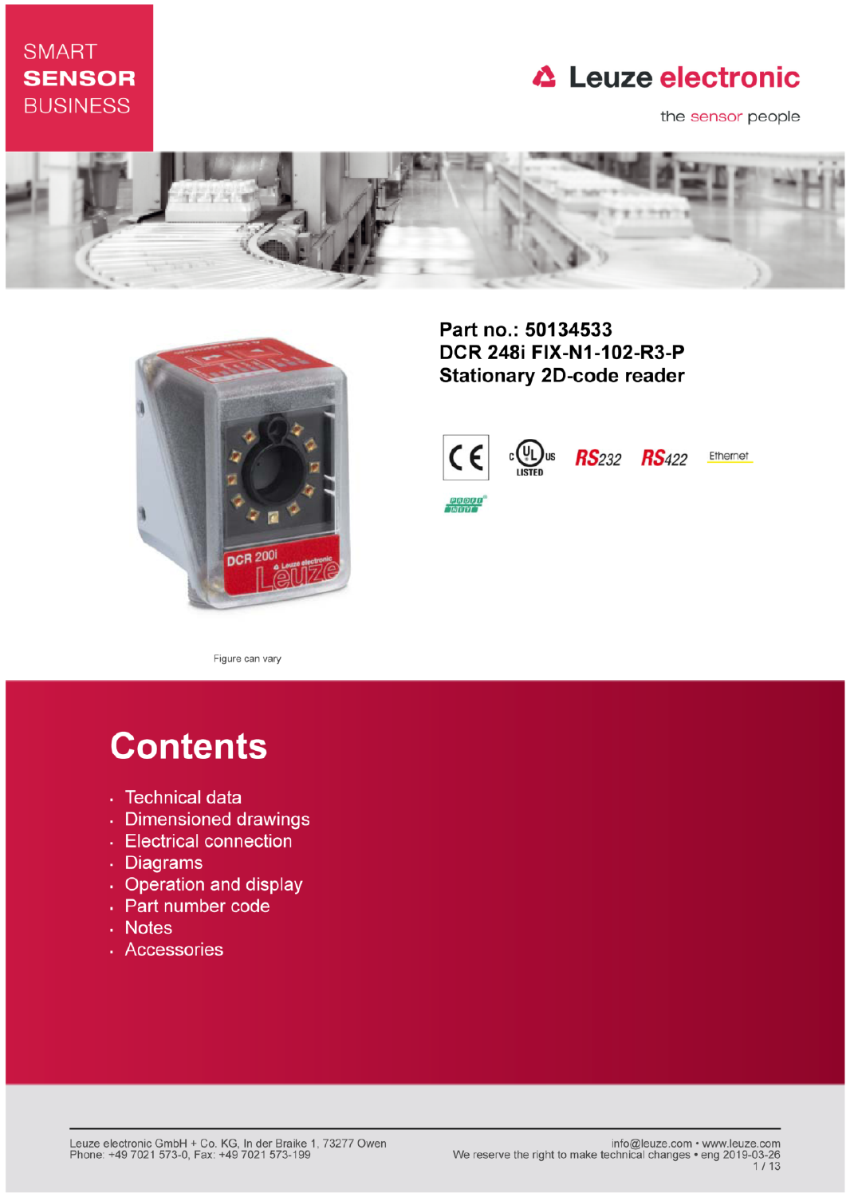SMART
**SENSOR**
BUSINESS

Leuze electronic

the sensor people

**Part no.: 50134533**
**DCR 248i FIX-N1-102-R3-P**
**Stationary 2D-code reader**

RS232 RS422 Ethernet

Figure can vary

# Contents

- Technical data
- Dimensioned drawings
- Electrical connection
- Diagrams
- Operation and display
- Part number code
- Notes
- Accessories

Leuze electronic GmbH + Co. KG, In der Braike 1, 73277 Owen
Phone: +49 7021 573-0, Fax: +49 7021 573-199

info@leuze.com • www.leuze.com
We reserve the right to make technical changes • eng 2019-03-26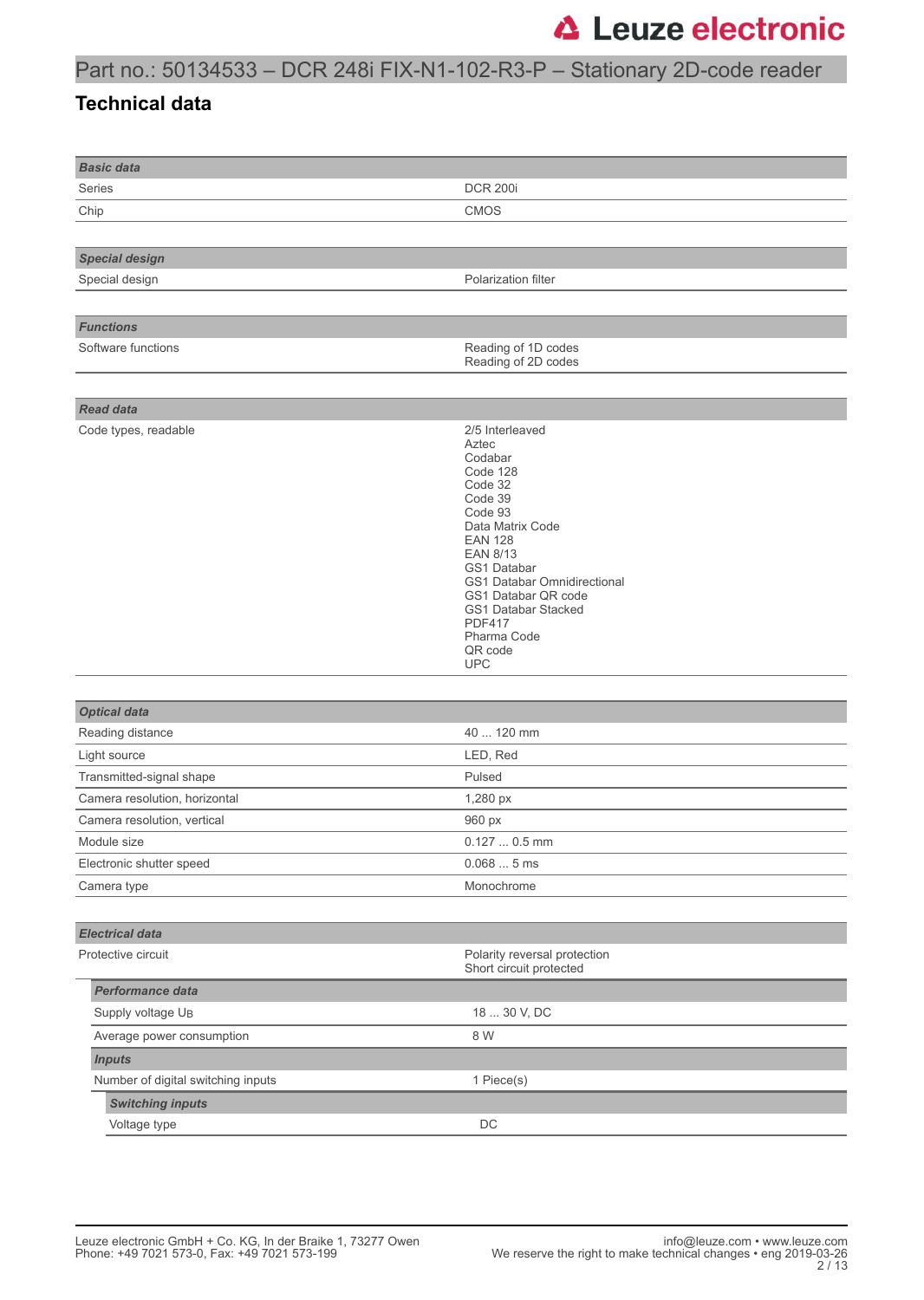Part no.: 50134533 – DCR 248i FIX-N1-102-R3-P – Stationary 2D-code reader

## Technical data

| ***Basic data*** | |
|---|---|
| Series | DCR 200i |
| Chip | CMOS |

| ***Special design*** | |
|---|---|
| Special design | Polarization filter |

| ***Functions*** | |
|---|---|
| Software functions | Reading of 1D codes<br>Reading of 2D codes |

| ***Read data*** | |
|---|---|
| Code types, readable | 2/5 Interleaved<br>Aztec<br>Codabar<br>Code 128<br>Code 32<br>Code 39<br>Code 93<br>Data Matrix Code<br>EAN 128<br>EAN 8/13<br>GS1 Databar<br>GS1 Databar Omnidirectional<br>GS1 Databar QR code<br>GS1 Databar Stacked<br>PDF417<br>Pharma Code<br>QR code<br>UPC |

| ***Optical data*** | |
|---|---|
| Reading distance | 40 ... 120 mm |
| Light source | LED, Red |
| Transmitted-signal shape | Pulsed |
| Camera resolution, horizontal | 1,280 px |
| Camera resolution, vertical | 960 px |
| Module size | 0.127 ... 0.5 mm |
| Electronic shutter speed | 0.068 ... 5 ms |
| Camera type | Monochrome |

| ***Electrical data*** | |
|---|---|
| Protective circuit | Polarity reversal protection<br>Short circuit protected |
| ***Performance data*** | |
| Supply voltage $U_B$ | 18 ... 30 V, DC |
| Average power consumption | 8 W |
| ***Inputs*** | |
| Number of digital switching inputs | 1 Piece(s) |
| ***Switching inputs*** | |
| Voltage type | DC |

Leuze electronic GmbH + Co. KG, In der Braike 1, 73277 Owen
Phone: +49 7021 573-0, Fax: +49 7021 573-199

info@leuze.com • www.leuze.com
We reserve the right to make technical changes • eng 2019-03-26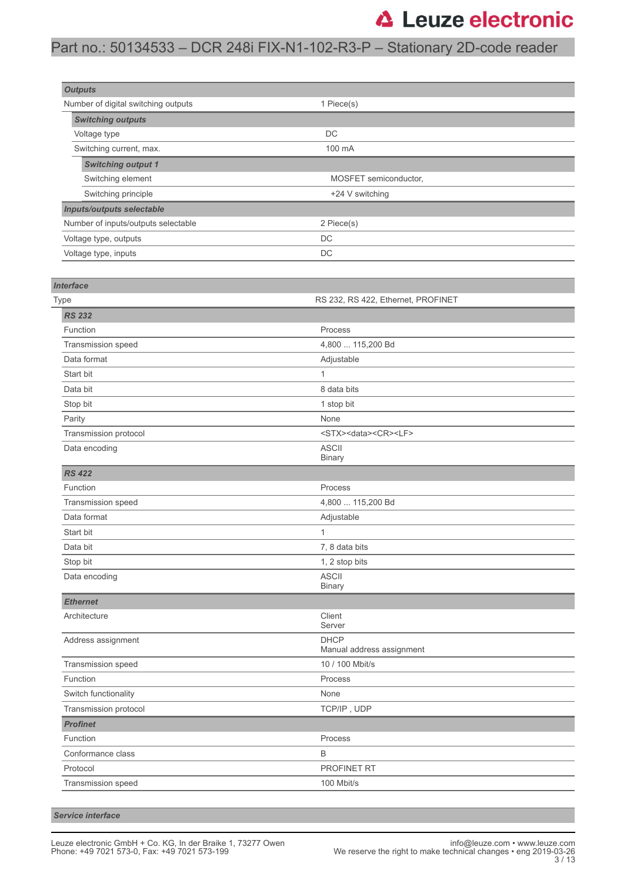### Outputs

| Outputs | |
|---|---|
| Number of digital switching outputs | 1 Piece(s) |

#### Switching outputs

| Switching outputs | |
|---|---|
| Voltage type | DC |
| Switching current, max. | 100 mA |

##### Switching output 1

| Switching output 1 | |
|---|---|
| Switching element | MOSFET semiconductor, |
| Switching principle | +24 V switching |

### Inputs/outputs selectable

| Inputs/outputs selectable | |
|---|---|
| Number of inputs/outputs selectable | 2 Piece(s) |
| Voltage type, outputs | DC |
| Voltage type, inputs | DC |

### Interface

| Interface | |
|---|---|
| Type | RS 232, RS 422, Ethernet, PROFINET |

#### RS 232

| RS 232 | |
|---|---|
| Function | Process |
| Transmission speed | 4,800 ... 115,200 Bd |
| Data format | Adjustable |
| Start bit | 1 |
| Data bit | 8 data bits |
| Stop bit | 1 stop bit |
| Parity | None |
| Transmission protocol | <STX><data><CR><LF> |
| Data encoding | ASCII<br>Binary |

#### RS 422

| RS 422 | |
|---|---|
| Function | Process |
| Transmission speed | 4,800 ... 115,200 Bd |
| Data format | Adjustable |
| Start bit | 1 |
| Data bit | 7, 8 data bits |
| Stop bit | 1, 2 stop bits |
| Data encoding | ASCII<br>Binary |

#### Ethernet

| Ethernet | |
|---|---|
| Architecture | Client<br>Server |
| Address assignment | DHCP<br>Manual address assignment |
| Transmission speed | 10 / 100 Mbit/s |
| Function | Process |
| Switch functionality | None |
| Transmission protocol | TCP/IP , UDP |

#### Profinet

| Profinet | |
|---|---|
| Function | Process |
| Conformance class | B |
| Protocol | PROFINET RT |
| Transmission speed | 100 Mbit/s |

### Service interface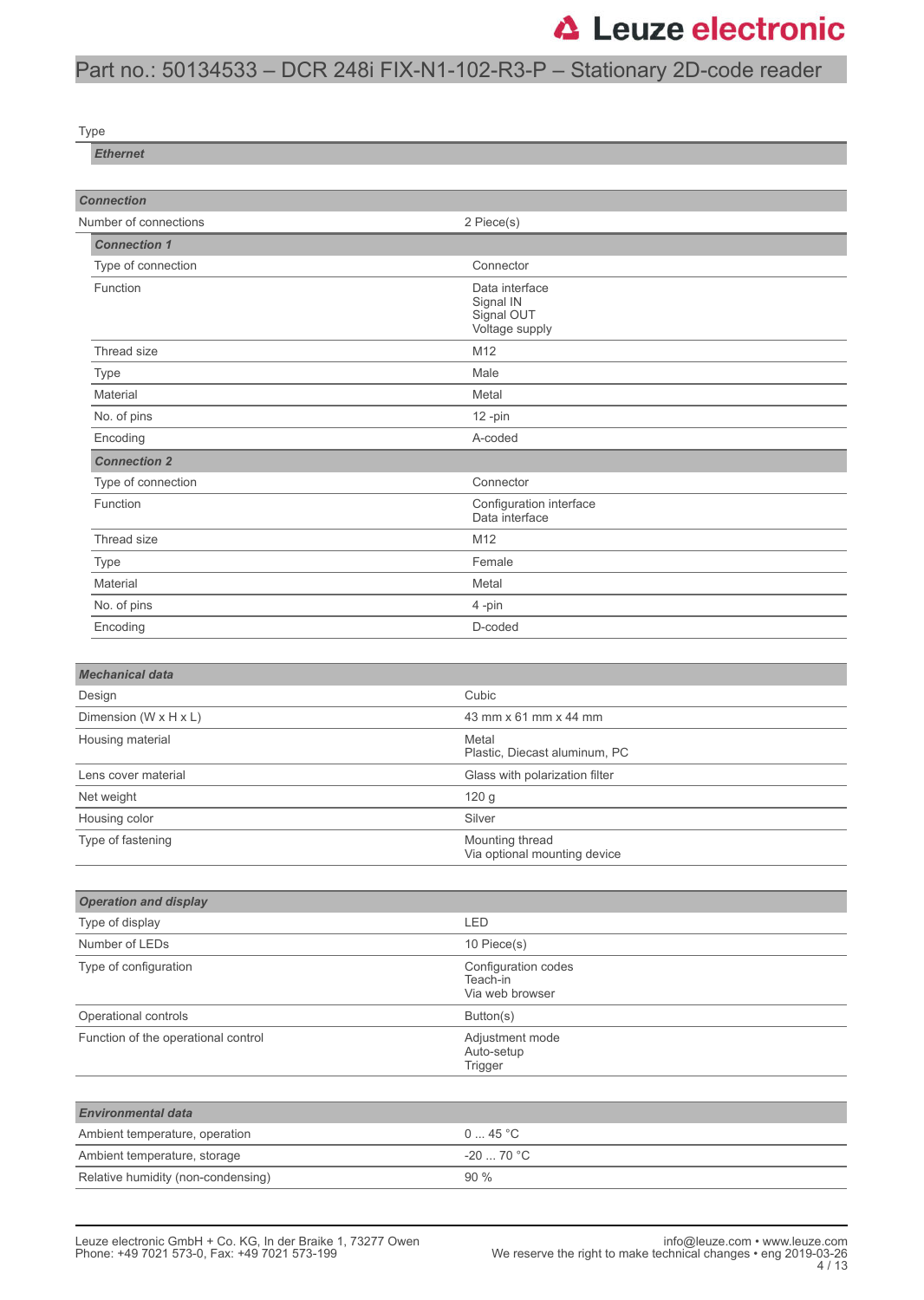# Part no.: 50134533 – DCR 248i FIX-N1-102-R3-P – Stationary 2D-code reader

| Type | |
|---|---|
| ***Ethernet*** | |

| ***Connection*** | |
|---|---|
| Number of connections | 2 Piece(s) |
| ***Connection 1*** | |
| Type of connection | Connector |
| Function | Data interface<br>Signal IN<br>Signal OUT<br>Voltage supply |
| Thread size | M12 |
| Type | Male |
| Material | Metal |
| No. of pins | 12 -pin |
| Encoding | A-coded |
| ***Connection 2*** | |
| Type of connection | Connector |
| Function | Configuration interface<br>Data interface |
| Thread size | M12 |
| Type | Female |
| Material | Metal |
| No. of pins | 4 -pin |
| Encoding | D-coded |

| ***Mechanical data*** | |
|---|---|
| Design | Cubic |
| Dimension (W x H x L) | 43 mm x 61 mm x 44 mm |
| Housing material | Metal<br>Plastic, Diecast aluminum, PC |
| Lens cover material | Glass with polarization filter |
| Net weight | 120 g |
| Housing color | Silver |
| Type of fastening | Mounting thread<br>Via optional mounting device |

| ***Operation and display*** | |
|---|---|
| Type of display | LED |
| Number of LEDs | 10 Piece(s) |
| Type of configuration | Configuration codes<br>Teach-in<br>Via web browser |
| Operational controls | Button(s) |
| Function of the operational control | Adjustment mode<br>Auto-setup<br>Trigger |

| ***Environmental data*** | |
|---|---|
| Ambient temperature, operation | 0 ... 45 °C |
| Ambient temperature, storage | -20 ... 70 °C |
| Relative humidity (non-condensing) | 90 % |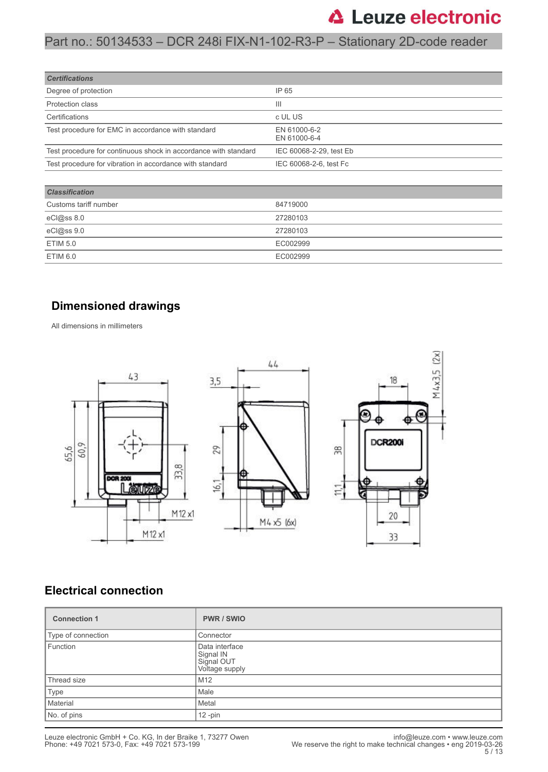| Certifications | |
|---|---|
| Degree of protection | IP 65 |
| Protection class | III |
| Certifications | c UL US |
| Test procedure for EMC in accordance with standard | EN 61000-6-2<br>EN 61000-6-4 |
| Test procedure for continuous shock in accordance with standard | IEC 60068-2-29, test Eb |
| Test procedure for vibration in accordance with standard | IEC 60068-2-6, test Fc |

| Classification | |
|---|---|
| Customs tariff number | 84719000 |
| eCl@ss 8.0 | 27280103 |
| eCl@ss 9.0 | 27280103 |
| ETIM 5.0 | EC002999 |
| ETIM 6.0 | EC002999 |

## Dimensioned drawings

All dimensions in millimeters

## Electrical connection

| Connection 1 | PWR / SWIO |
|---|---|
| Type of connection | Connector |
| Function | Data interface<br>Signal IN<br>Signal OUT<br>Voltage supply |
| Thread size | M12 |
| Type | Male |
| Material | Metal |
| No. of pins | 12 -pin |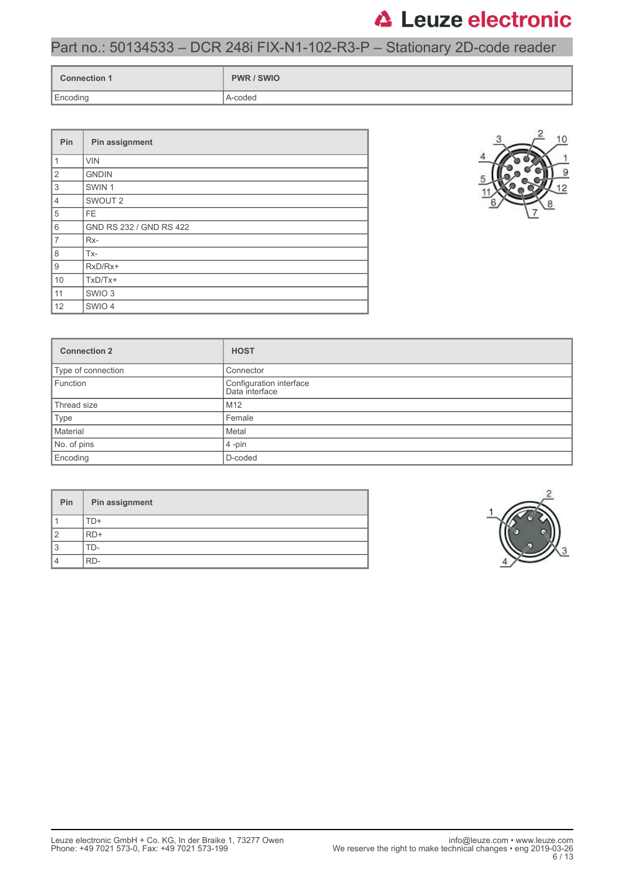| Connection 1 | PWR / SWIO |
|---|---|
| Encoding | A-coded |

| Pin | Pin assignment |
|---|---|
| 1 | VIN |
| 2 | GNDIN |
| 3 | SWIN 1 |
| 4 | SWOUT 2 |
| 5 | FE |
| 6 | GND RS 232 / GND RS 422 |
| 7 | Rx- |
| 8 | Tx- |
| 9 | RxD/Rx+ |
| 10 | TxD/Tx+ |
| 11 | SWIO 3 |
| 12 | SWIO 4 |

| Connection 2 | HOST |
|---|---|
| Type of connection | Connector |
| Function | Configuration interface<br>Data interface |
| Thread size | M12 |
| Type | Female |
| Material | Metal |
| No. of pins | 4 -pin |
| Encoding | D-coded |

| Pin | Pin assignment |
|---|---|
| 1 | TD+ |
| 2 | RD+ |
| 3 | TD- |
| 4 | RD- |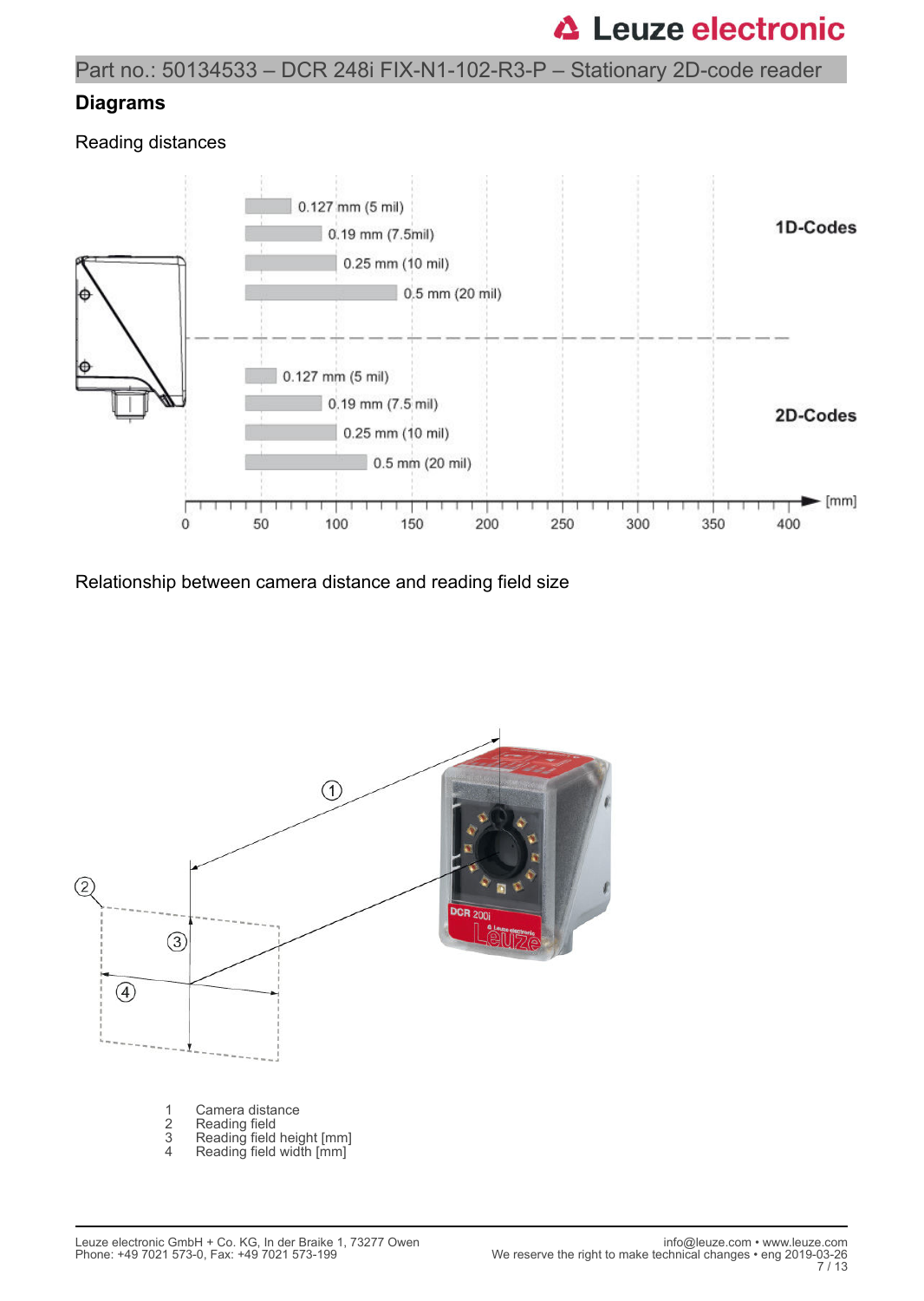## Diagrams

Reading distances

1D-Codes

- 0.127 mm (5 mil)
- 0.19 mm (7.5mil)
- 0.25 mm (10 mil)
- 0.5 mm (20 mil)

2D-Codes

- 0.127 mm (5 mil)
- 0.19 mm (7.5 mil)
- 0.25 mm (10 mil)
- 0.5 mm (20 mil)

0 50 100 150 200 250 300 350 400 [mm]

Relationship between camera distance and reading field size

1 Camera distance
2 Reading field
3 Reading field height [mm]
4 Reading field width [mm]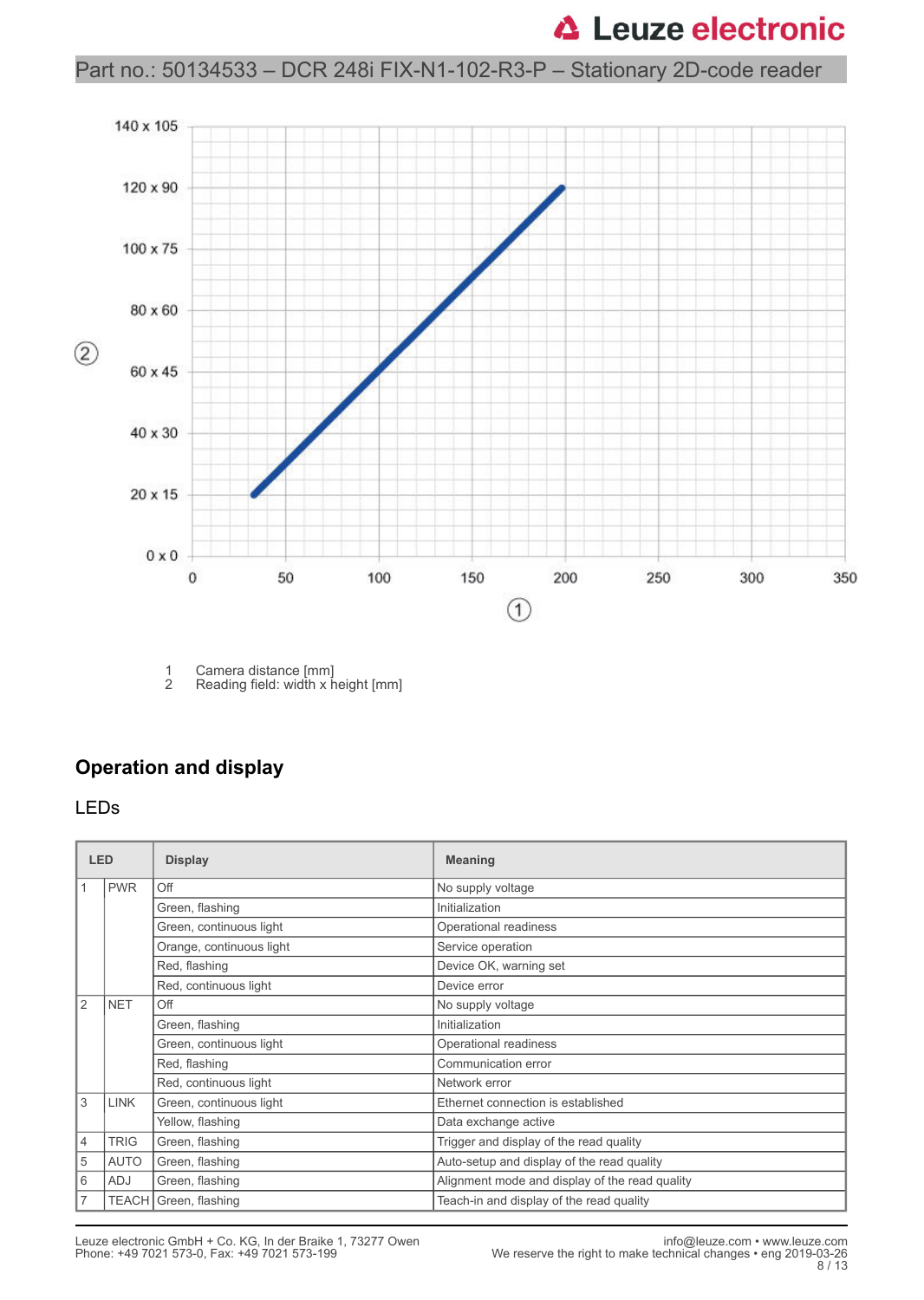1 Camera distance [mm]
2 Reading field: width x height [mm]

## Operation and display

### LEDs

| LED | | Display | Meaning |
|---|---|---|---|
| 1 | PWR | Off | No supply voltage |
| | | Green, flashing | Initialization |
| | | Green, continuous light | Operational readiness |
| | | Orange, continuous light | Service operation |
| | | Red, flashing | Device OK, warning set |
| | | Red, continuous light | Device error |
| 2 | NET | Off | No supply voltage |
| | | Green, flashing | Initialization |
| | | Green, continuous light | Operational readiness |
| | | Red, flashing | Communication error |
| | | Red, continuous light | Network error |
| 3 | LINK | Green, continuous light | Ethernet connection is established |
| | | Yellow, flashing | Data exchange active |
| 4 | TRIG | Green, flashing | Trigger and display of the read quality |
| 5 | AUTO | Green, flashing | Auto-setup and display of the read quality |
| 6 | ADJ | Green, flashing | Alignment mode and display of the read quality |
| 7 | TEACH | Green, flashing | Teach-in and display of the read quality |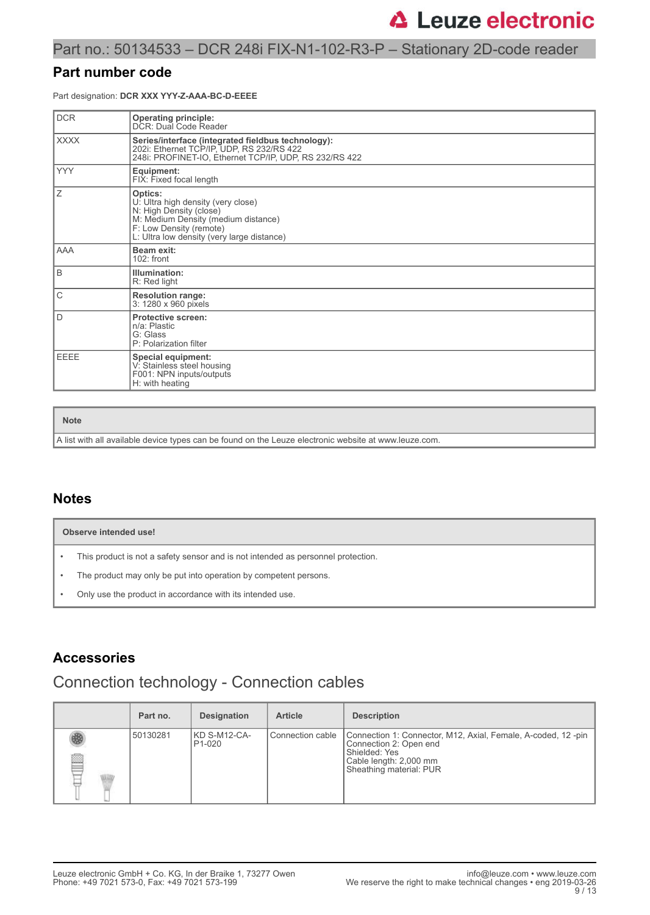Part no.: 50134533 – DCR 248i FIX-N1-102-R3-P – Stationary 2D-code reader

## Part number code

Part designation: **DCR XXX YYY-Z-AAA-BC-D-EEEE**

| | |
|---|---|
| DCR | **Operating principle:**<br>DCR: Dual Code Reader |
| XXXX | **Series/interface (integrated fieldbus technology):**<br>202i: Ethernet TCP/IP, UDP, RS 232/RS 422<br>248i: PROFINET-IO, Ethernet TCP/IP, UDP, RS 232/RS 422 |
| YYY | **Equipment:**<br>FIX: Fixed focal length |
| Z | **Optics:**<br>U: Ultra high density (very close)<br>N: High Density (close)<br>M: Medium Density (medium distance)<br>F: Low Density (remote)<br>L: Ultra low density (very large distance) |
| AAA | **Beam exit:**<br>102: front |
| B | **Illumination:**<br>R: Red light |
| C | **Resolution range:**<br>3: 1280 x 960 pixels |
| D | **Protective screen:**<br>n/a: Plastic<br>G: Glass<br>P: Polarization filter |
| EEEE | **Special equipment:**<br>V: Stainless steel housing<br>F001: NPN inputs/outputs<br>H: with heating |

| Note |
|---|
| A list with all available device types can be found on the Leuze electronic website at www.leuze.com. |

## Notes

| Observe intended use! |
|---|
| • This product is not a safety sensor and is not intended as personnel protection.<br>• The product may only be put into operation by competent persons.<br>• Only use the product in accordance with its intended use. |

## Accessories

### Connection technology - Connection cables

| | Part no. | Designation | Article | Description |
|---|---|---|---|---|
| | 50130281 | KD S-M12-CA-P1-020 | Connection cable | Connection 1: Connector, M12, Axial, Female, A-coded, 12 -pin<br>Connection 2: Open end<br>Shielded: Yes<br>Cable length: 2,000 mm<br>Sheathing material: PUR |

Leuze electronic GmbH + Co. KG, In der Braike 1, 73277 Owen
Phone: +49 7021 573-0, Fax: +49 7021 573-199

info@leuze.com • www.leuze.com
We reserve the right to make technical changes • eng 2019-03-26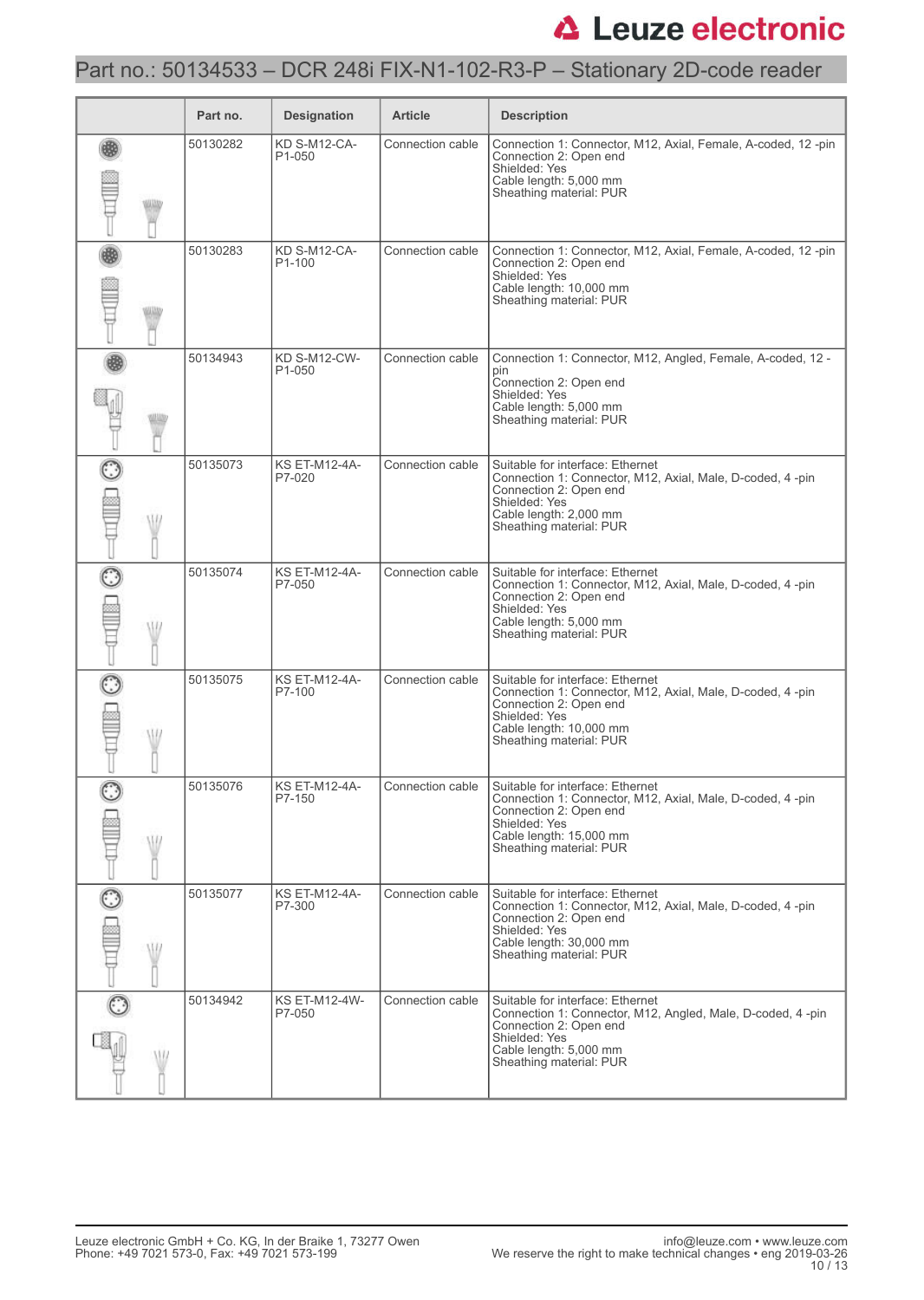# Part no.: 50134533 – DCR 248i FIX-N1-102-R3-P – Stationary 2D-code reader

| | Part no. | Designation | Article | Description |
|---|---|---|---|---|
| | 50130282 | KD S-M12-CA-P1-050 | Connection cable | Connection 1: Connector, M12, Axial, Female, A-coded, 12 -pin<br>Connection 2: Open end<br>Shielded: Yes<br>Cable length: 5,000 mm<br>Sheathing material: PUR |
| | 50130283 | KD S-M12-CA-P1-100 | Connection cable | Connection 1: Connector, M12, Axial, Female, A-coded, 12 -pin<br>Connection 2: Open end<br>Shielded: Yes<br>Cable length: 10,000 mm<br>Sheathing material: PUR |
| | 50134943 | KD S-M12-CW-P1-050 | Connection cable | Connection 1: Connector, M12, Angled, Female, A-coded, 12 -pin<br>Connection 2: Open end<br>Shielded: Yes<br>Cable length: 5,000 mm<br>Sheathing material: PUR |
| | 50135073 | KS ET-M12-4A-P7-020 | Connection cable | Suitable for interface: Ethernet<br>Connection 1: Connector, M12, Axial, Male, D-coded, 4 -pin<br>Connection 2: Open end<br>Shielded: Yes<br>Cable length: 2,000 mm<br>Sheathing material: PUR |
| | 50135074 | KS ET-M12-4A-P7-050 | Connection cable | Suitable for interface: Ethernet<br>Connection 1: Connector, M12, Axial, Male, D-coded, 4 -pin<br>Connection 2: Open end<br>Shielded: Yes<br>Cable length: 5,000 mm<br>Sheathing material: PUR |
| | 50135075 | KS ET-M12-4A-P7-100 | Connection cable | Suitable for interface: Ethernet<br>Connection 1: Connector, M12, Axial, Male, D-coded, 4 -pin<br>Connection 2: Open end<br>Shielded: Yes<br>Cable length: 10,000 mm<br>Sheathing material: PUR |
| | 50135076 | KS ET-M12-4A-P7-150 | Connection cable | Suitable for interface: Ethernet<br>Connection 1: Connector, M12, Axial, Male, D-coded, 4 -pin<br>Connection 2: Open end<br>Shielded: Yes<br>Cable length: 15,000 mm<br>Sheathing material: PUR |
| | 50135077 | KS ET-M12-4A-P7-300 | Connection cable | Suitable for interface: Ethernet<br>Connection 1: Connector, M12, Axial, Male, D-coded, 4 -pin<br>Connection 2: Open end<br>Shielded: Yes<br>Cable length: 30,000 mm<br>Sheathing material: PUR |
| | 50134942 | KS ET-M12-4W-P7-050 | Connection cable | Suitable for interface: Ethernet<br>Connection 1: Connector, M12, Angled, Male, D-coded, 4 -pin<br>Connection 2: Open end<br>Shielded: Yes<br>Cable length: 5,000 mm<br>Sheathing material: PUR |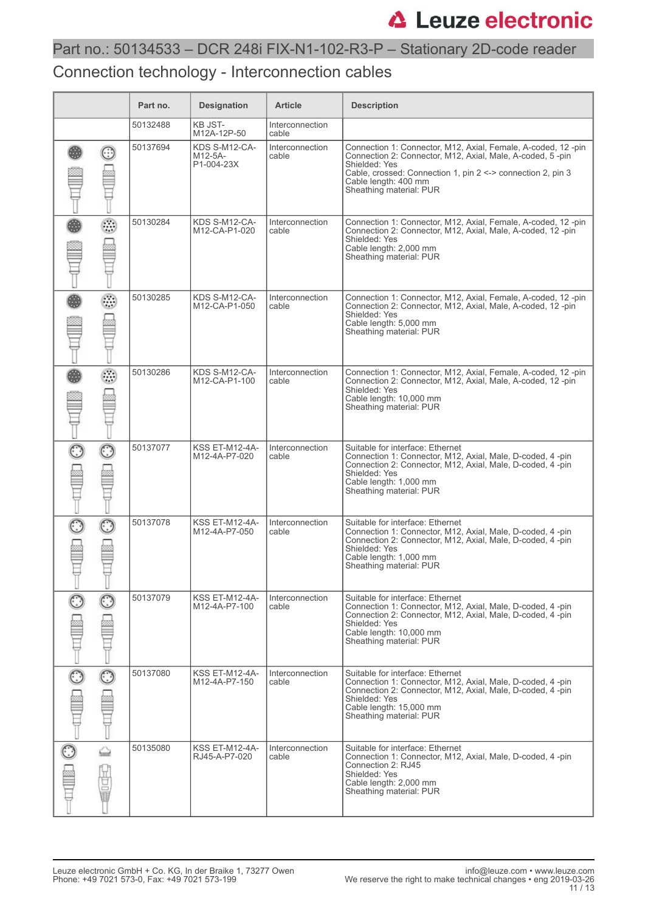# Part no.: 50134533 – DCR 248i FIX-N1-102-R3-P – Stationary 2D-code reader

## Connection technology - Interconnection cables

| | Part no. | Designation | Article | Description |
|---|---|---|---|---|
| | 50132488 | KB JST-M12A-12P-50 | Interconnection cable | |
| | 50137694 | KDS S-M12-CA-M12-5A-P1-004-23X | Interconnection cable | Connection 1: Connector, M12, Axial, Female, A-coded, 12 -pin<br>Connection 2: Connector, M12, Axial, Male, A-coded, 5 -pin<br>Shielded: Yes<br>Cable, crossed: Connection 1, pin 2 <-> connection 2, pin 3<br>Cable length: 400 mm<br>Sheathing material: PUR |
| | 50130284 | KDS S-M12-CA-M12-CA-P1-020 | Interconnection cable | Connection 1: Connector, M12, Axial, Female, A-coded, 12 -pin<br>Connection 2: Connector, M12, Axial, Male, A-coded, 12 -pin<br>Shielded: Yes<br>Cable length: 2,000 mm<br>Sheathing material: PUR |
| | 50130285 | KDS S-M12-CA-M12-CA-P1-050 | Interconnection cable | Connection 1: Connector, M12, Axial, Female, A-coded, 12 -pin<br>Connection 2: Connector, M12, Axial, Male, A-coded, 12 -pin<br>Shielded: Yes<br>Cable length: 5,000 mm<br>Sheathing material: PUR |
| | 50130286 | KDS S-M12-CA-M12-CA-P1-100 | Interconnection cable | Connection 1: Connector, M12, Axial, Female, A-coded, 12 -pin<br>Connection 2: Connector, M12, Axial, Male, A-coded, 12 -pin<br>Shielded: Yes<br>Cable length: 10,000 mm<br>Sheathing material: PUR |
| | 50137077 | KSS ET-M12-4A-M12-4A-P7-020 | Interconnection cable | Suitable for interface: Ethernet<br>Connection 1: Connector, M12, Axial, Male, D-coded, 4 -pin<br>Connection 2: Connector, M12, Axial, Male, D-coded, 4 -pin<br>Shielded: Yes<br>Cable length: 1,000 mm<br>Sheathing material: PUR |
| | 50137078 | KSS ET-M12-4A-M12-4A-P7-050 | Interconnection cable | Suitable for interface: Ethernet<br>Connection 1: Connector, M12, Axial, Male, D-coded, 4 -pin<br>Connection 2: Connector, M12, Axial, Male, D-coded, 4 -pin<br>Shielded: Yes<br>Cable length: 1,000 mm<br>Sheathing material: PUR |
| | 50137079 | KSS ET-M12-4A-M12-4A-P7-100 | Interconnection cable | Suitable for interface: Ethernet<br>Connection 1: Connector, M12, Axial, Male, D-coded, 4 -pin<br>Connection 2: Connector, M12, Axial, Male, D-coded, 4 -pin<br>Shielded: Yes<br>Cable length: 10,000 mm<br>Sheathing material: PUR |
| | 50137080 | KSS ET-M12-4A-M12-4A-P7-150 | Interconnection cable | Suitable for interface: Ethernet<br>Connection 1: Connector, M12, Axial, Male, D-coded, 4 -pin<br>Connection 2: Connector, M12, Axial, Male, D-coded, 4 -pin<br>Shielded: Yes<br>Cable length: 15,000 mm<br>Sheathing material: PUR |
| | 50135080 | KSS ET-M12-4A-RJ45-A-P7-020 | Interconnection cable | Suitable for interface: Ethernet<br>Connection 1: Connector, M12, Axial, Male, D-coded, 4 -pin<br>Connection 2: RJ45<br>Shielded: Yes<br>Cable length: 2,000 mm<br>Sheathing material: PUR |

Leuze electronic GmbH + Co. KG, In der Braike 1, 73277 Owen
Phone: +49 7021 573-0, Fax: +49 7021 573-199

info@leuze.com • www.leuze.com
We reserve the right to make technical changes • eng 2019-03-26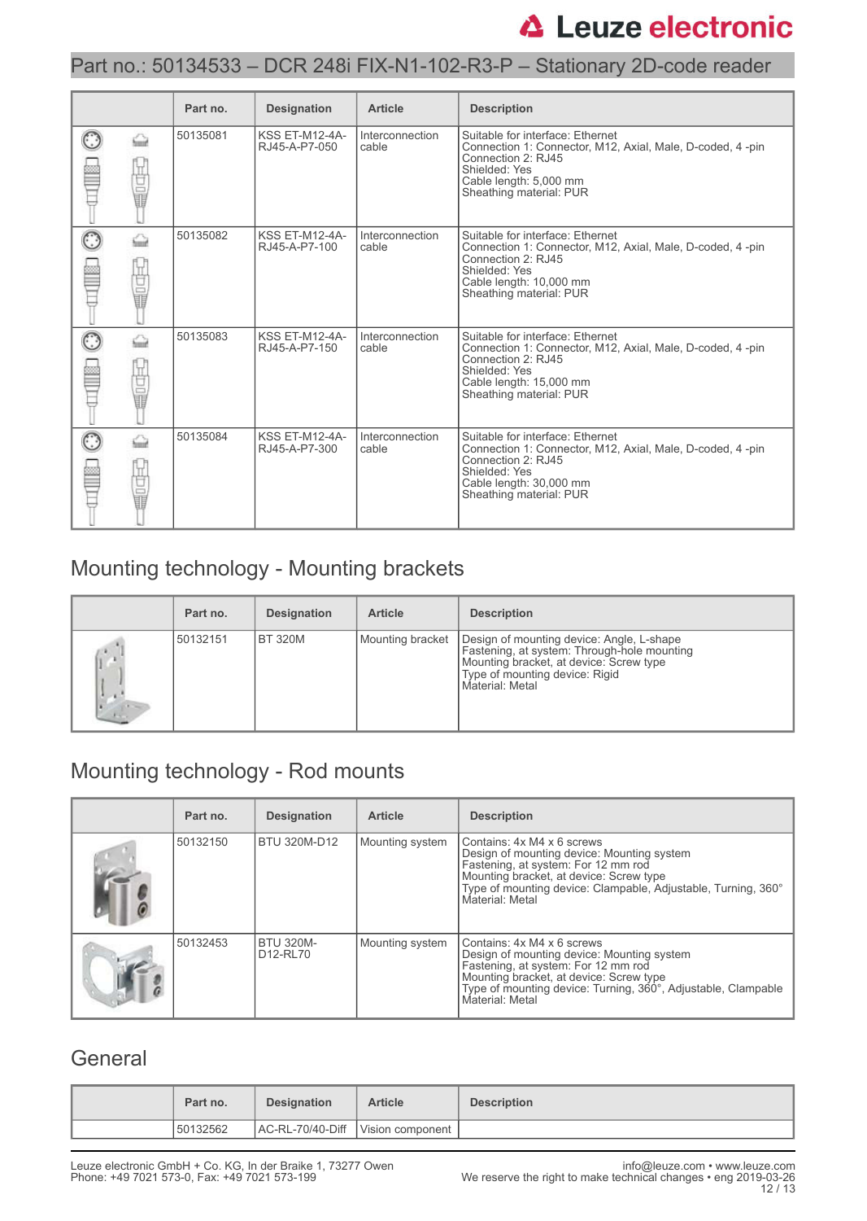# Part no.: 50134533 – DCR 248i FIX-N1-102-R3-P – Stationary 2D-code reader

| | Part no. | Designation | Article | Description |
|---|---|---|---|---|
| | 50135081 | KSS ET-M12-4A-RJ45-A-P7-050 | Interconnection cable | Suitable for interface: Ethernet<br>Connection 1: Connector, M12, Axial, Male, D-coded, 4 -pin<br>Connection 2: RJ45<br>Shielded: Yes<br>Cable length: 5,000 mm<br>Sheathing material: PUR |
| | 50135082 | KSS ET-M12-4A-RJ45-A-P7-100 | Interconnection cable | Suitable for interface: Ethernet<br>Connection 1: Connector, M12, Axial, Male, D-coded, 4 -pin<br>Connection 2: RJ45<br>Shielded: Yes<br>Cable length: 10,000 mm<br>Sheathing material: PUR |
| | 50135083 | KSS ET-M12-4A-RJ45-A-P7-150 | Interconnection cable | Suitable for interface: Ethernet<br>Connection 1: Connector, M12, Axial, Male, D-coded, 4 -pin<br>Connection 2: RJ45<br>Shielded: Yes<br>Cable length: 15,000 mm<br>Sheathing material: PUR |
| | 50135084 | KSS ET-M12-4A-RJ45-A-P7-300 | Interconnection cable | Suitable for interface: Ethernet<br>Connection 1: Connector, M12, Axial, Male, D-coded, 4 -pin<br>Connection 2: RJ45<br>Shielded: Yes<br>Cable length: 30,000 mm<br>Sheathing material: PUR |

## Mounting technology - Mounting brackets

| | Part no. | Designation | Article | Description |
|---|---|---|---|---|
| | 50132151 | BT 320M | Mounting bracket | Design of mounting device: Angle, L-shape<br>Fastening, at system: Through-hole mounting<br>Mounting bracket, at device: Screw type<br>Type of mounting device: Rigid<br>Material: Metal |

## Mounting technology - Rod mounts

| | Part no. | Designation | Article | Description |
|---|---|---|---|---|
| | 50132150 | BTU 320M-D12 | Mounting system | Contains: 4x M4 x 6 screws<br>Design of mounting device: Mounting system<br>Fastening, at system: For 12 mm rod<br>Mounting bracket, at device: Screw type<br>Type of mounting device: Clampable, Adjustable, Turning, 360°<br>Material: Metal |
| | 50132453 | BTU 320M-D12-RL70 | Mounting system | Contains: 4x M4 x 6 screws<br>Design of mounting device: Mounting system<br>Fastening, at system: For 12 mm rod<br>Mounting bracket, at device: Screw type<br>Type of mounting device: Turning, 360°, Adjustable, Clampable<br>Material: Metal |

## General

| | Part no. | Designation | Article | Description |
|---|---|---|---|---|
| | 50132562 | AC-RL-70/40-Diff | Vision component | |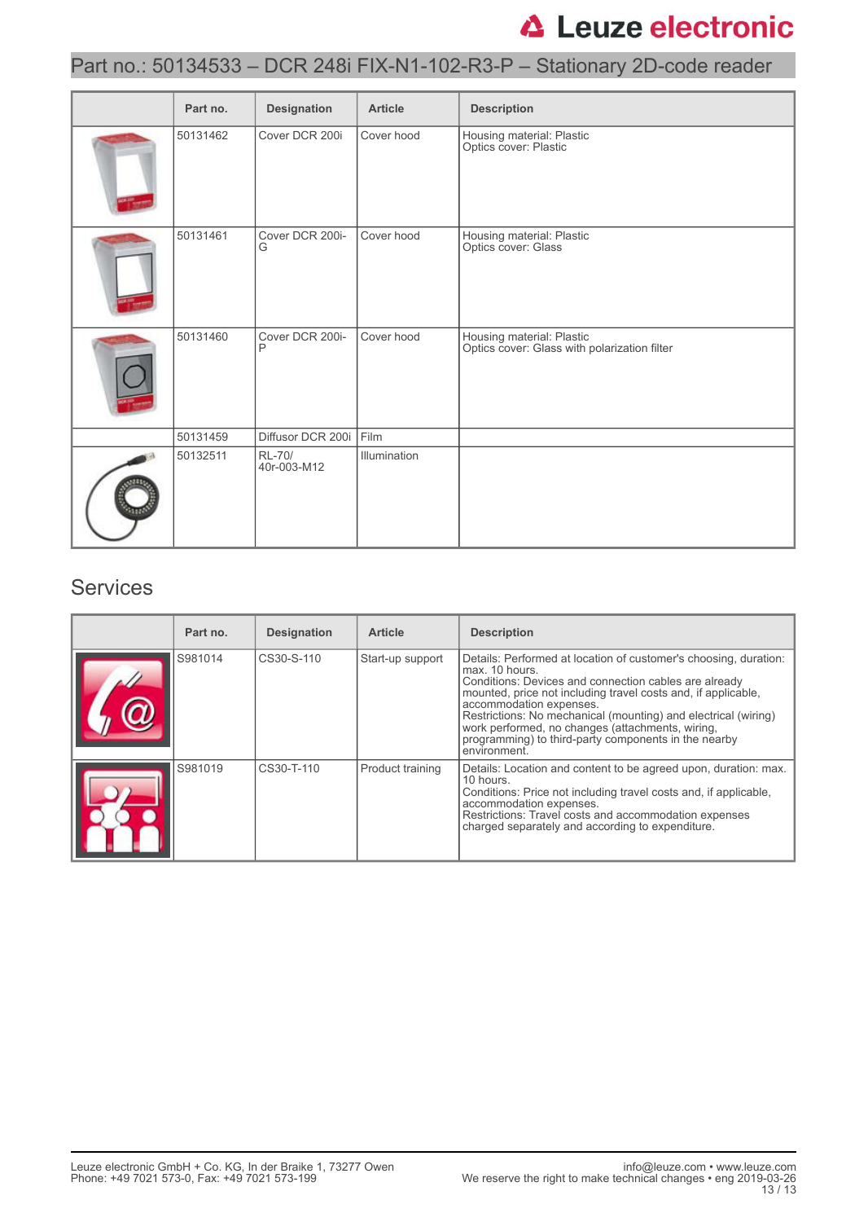## Part no.: 50134533 – DCR 248i FIX-N1-102-R3-P – Stationary 2D-code reader

| | Part no. | Designation | Article | Description |
|---|---|---|---|---|
| | 50131462 | Cover DCR 200i | Cover hood | Housing material: Plastic<br>Optics cover: Plastic |
| | 50131461 | Cover DCR 200i-G | Cover hood | Housing material: Plastic<br>Optics cover: Glass |
| | 50131460 | Cover DCR 200i-P | Cover hood | Housing material: Plastic<br>Optics cover: Glass with polarization filter |
| | 50131459 | Diffusor DCR 200i | Film | |
| | 50132511 | RL-70/40r-003-M12 | Illumination | |

## Services

| | Part no. | Designation | Article | Description |
|---|---|---|---|---|
| | S981014 | CS30-S-110 | Start-up support | Details: Performed at location of customer's choosing, duration: max. 10 hours.<br>Conditions: Devices and connection cables are already mounted, price not including travel costs and, if applicable, accommodation expenses.<br>Restrictions: No mechanical (mounting) and electrical (wiring) work performed, no changes (attachments, wiring, programming) to third-party components in the nearby environment. |
| | S981019 | CS30-T-110 | Product training | Details: Location and content to be agreed upon, duration: max. 10 hours.<br>Conditions: Price not including travel costs and, if applicable, accommodation expenses.<br>Restrictions: Travel costs and accommodation expenses charged separately and according to expenditure. |